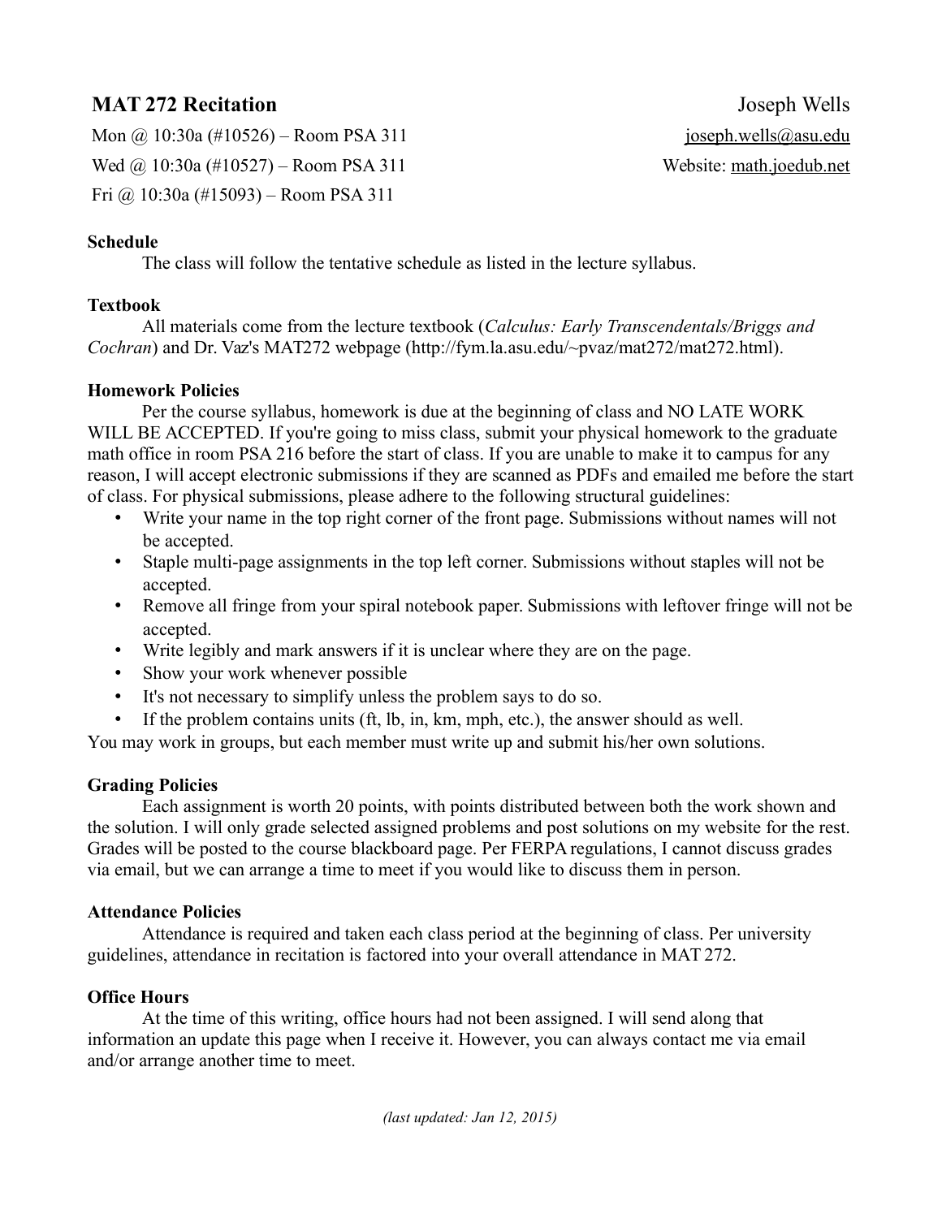# MAT 272 Recitation

Joseph Wells

Mon @ 10:30a (#10526) – Room PSA 311

Wed @ 10:30a (#10527) – Room PSA 311

Fri @ 10:30a (#15093) – Room PSA 311

joseph.wells@asu.edu

Website: math.joedub.net

**Schedule**

The class will follow the tentative schedule as listed in the lecture syllabus.

**Textbook**

All materials come from the lecture textbook (*Calculus: Early Transcendentals/Briggs and Cochran*) and Dr. Vaz's MAT272 webpage (http://fym.la.asu.edu/~pvaz/mat272/mat272.html).

**Homework Policies**

Per the course syllabus, homework is due at the beginning of class and NO LATE WORK WILL BE ACCEPTED. If you're going to miss class, submit your physical homework to the graduate math office in room PSA 216 before the start of class. If you are unable to make it to campus for any reason, I will accept electronic submissions if they are scanned as PDFs and emailed me before the start of class. For physical submissions, please adhere to the following structural guidelines:

- Write your name in the top right corner of the front page. Submissions without names will not be accepted.
- Staple multi-page assignments in the top left corner. Submissions without staples will not be accepted.
- Remove all fringe from your spiral notebook paper. Submissions with leftover fringe will not be accepted.
- Write legibly and mark answers if it is unclear where they are on the page.
- Show your work whenever possible
- It's not necessary to simplify unless the problem says to do so.
- If the problem contains units (ft, lb, in, km, mph, etc.), the answer should as well.

You may work in groups, but each member must write up and submit his/her own solutions.

**Grading Policies**

Each assignment is worth 20 points, with points distributed between both the work shown and the solution. I will only grade selected assigned problems and post solutions on my website for the rest. Grades will be posted to the course blackboard page. Per FERPA regulations, I cannot discuss grades via email, but we can arrange a time to meet if you would like to discuss them in person.

**Attendance Policies**

Attendance is required and taken each class period at the beginning of class. Per university guidelines, attendance in recitation is factored into your overall attendance in MAT 272.

**Office Hours**

At the time of this writing, office hours had not been assigned. I will send along that information an update this page when I receive it. However, you can always contact me via email and/or arrange another time to meet.

*(last updated: Jan 12, 2015)*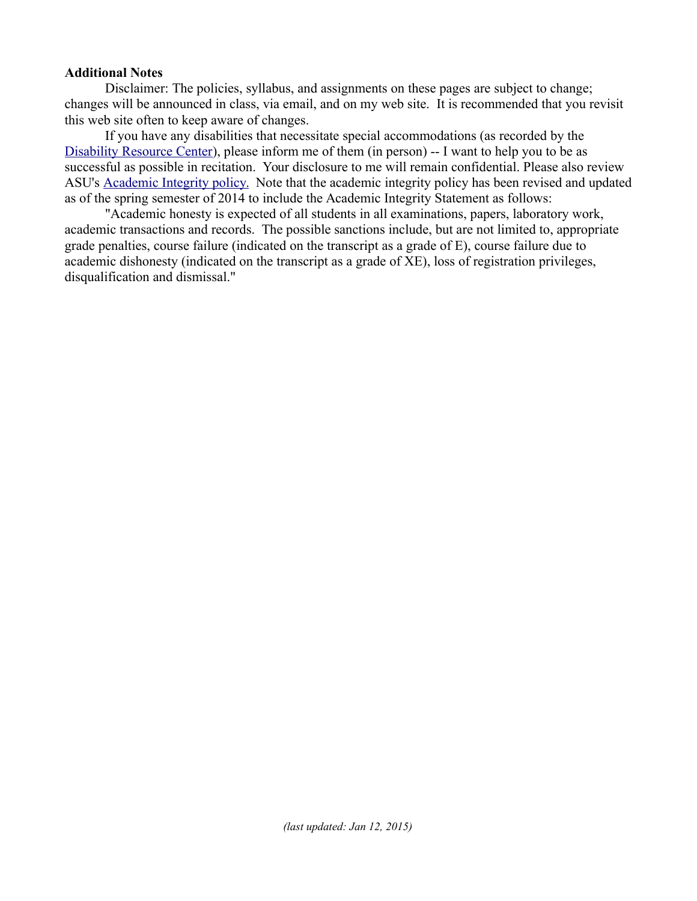**Additional Notes**

Disclaimer: The policies, syllabus, and assignments on these pages are subject to change; changes will be announced in class, via email, and on my web site. It is recommended that you revisit this web site often to keep aware of changes.

If you have any disabilities that necessitate special accommodations (as recorded by the Disability Resource Center), please inform me of them (in person) -- I want to help you to be as successful as possible in recitation. Your disclosure to me will remain confidential. Please also review ASU's Academic Integrity policy. Note that the academic integrity policy has been revised and updated as of the spring semester of 2014 to include the Academic Integrity Statement as follows:

"Academic honesty is expected of all students in all examinations, papers, laboratory work, academic transactions and records. The possible sanctions include, but are not limited to, appropriate grade penalties, course failure (indicated on the transcript as a grade of E), course failure due to academic dishonesty (indicated on the transcript as a grade of XE), loss of registration privileges, disqualification and dismissal."

*(last updated: Jan 12, 2015)*